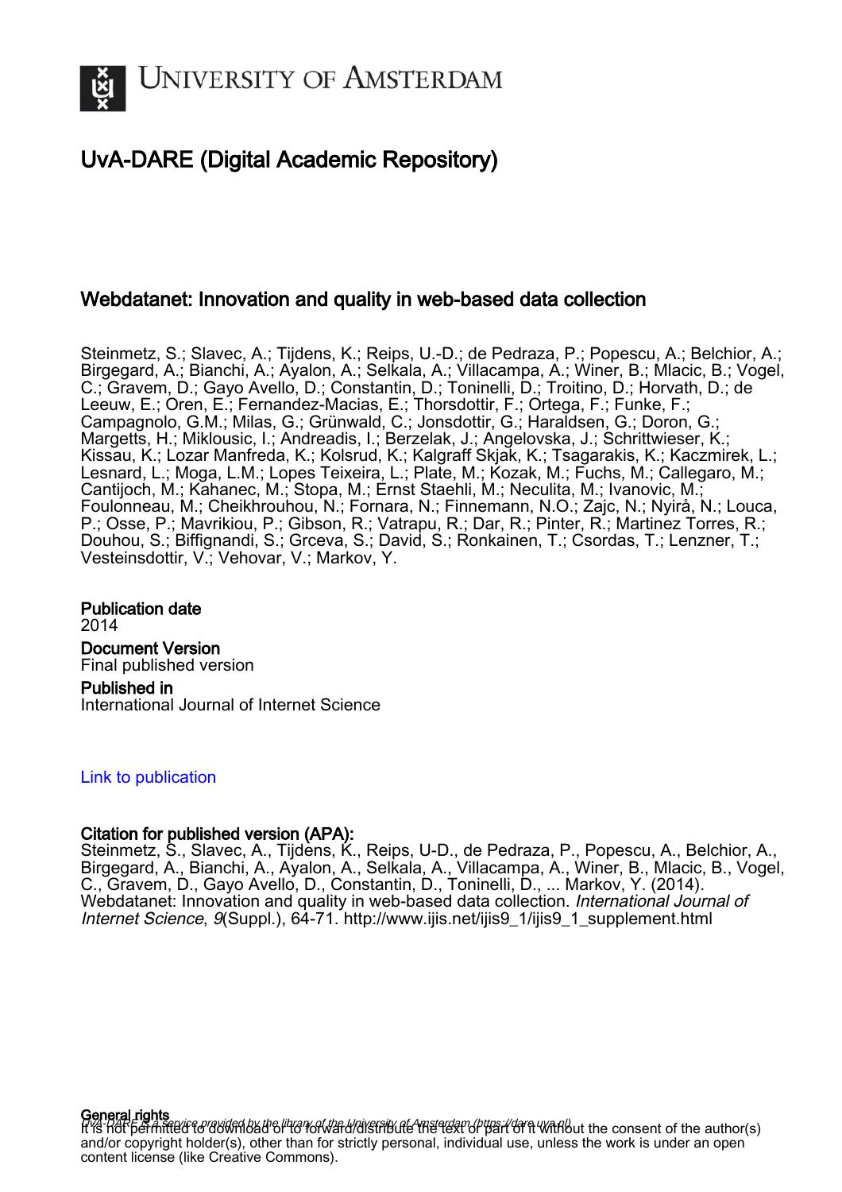UNIVERSITY OF AMSTERDAM

# UvA-DARE (Digital Academic Repository)

## Webdatanet: Innovation and quality in web-based data collection

Steinmetz, S.; Slavec, A.; Tijdens, K.; Reips, U.-D.; de Pedraza, P.; Popescu, A.; Belchior, A.; Birgegard, A.; Bianchi, A.; Ayalon, A.; Selkala, A.; Villacampa, A.; Winer, B.; Mlacic, B.; Vogel, C.; Gravem, D.; Gayo Avello, D.; Constantin, D.; Toninelli, D.; Troitino, D.; Horvath, D.; de Leeuw, E.; Oren, E.; Fernandez-Macias, E.; Thorsdottir, F.; Ortega, F.; Funke, F.; Campagnolo, G.M.; Milas, G.; Grünwald, C.; Jonsdottir, G.; Haraldsen, G.; Doron, G.; Margetts, H.; Miklousic, I.; Andreadis, I.; Berzelak, J.; Angelovska, J.; Schrittwieser, K.; Kissau, K.; Lozar Manfreda, K.; Kolsrud, K.; Kalgraff Skjak, K.; Tsagarakis, K.; Kaczmirek, L.; Lesnard, L.; Moga, L.M.; Lopes Teixeira, L.; Plate, M.; Kozak, M.; Fuchs, M.; Callegaro, M.; Cantijoch, M.; Kahanec, M.; Stopa, M.; Ernst Staehli, M.; Neculita, M.; Ivanovic, M.; Foulonneau, M.; Cheikhrouhou, N.; Fornara, N.; Finnemann, N.O.; Zajc, N.; Nyirå, N.; Louca, P.; Osse, P.; Mavrikiou, P.; Gibson, R.; Vatrapu, R.; Dar, R.; Pinter, R.; Martinez Torres, R.; Douhou, S.; Biffignandi, S.; Grceva, S.; David, S.; Ronkainen, T.; Csordas, T.; Lenzner, T.; Vesteinsdottir, V.; Vehovar, V.; Markov, Y.

**Publication date**
2014

**Document Version**
Final published version

**Published in**
International Journal of Internet Science

Link to publication

**Citation for published version (APA):**
Steinmetz, S., Slavec, A., Tijdens, K., Reips, U-D., de Pedraza, P., Popescu, A., Belchior, A., Birgegard, A., Bianchi, A., Ayalon, A., Selkala, A., Villacampa, A., Winer, B., Mlacic, B., Vogel, C., Gravem, D., Gayo Avello, D., Constantin, D., Toninelli, D., ... Markov, Y. (2014). Webdatanet: Innovation and quality in web-based data collection. *International Journal of Internet Science*, *9*(Suppl.), 64-71. http://www.ijis.net/ijis9_1/ijis9_1_supplement.html

**General rights**
It is not permitted to download or to forward/distribute the text or part of it without the consent of the author(s) and/or copyright holder(s), other than for strictly personal, individual use, unless the work is under an open content license (like Creative Commons).

UvA-DARE is a service provided by the library of the University of Amsterdam (https://dare.uva.nl)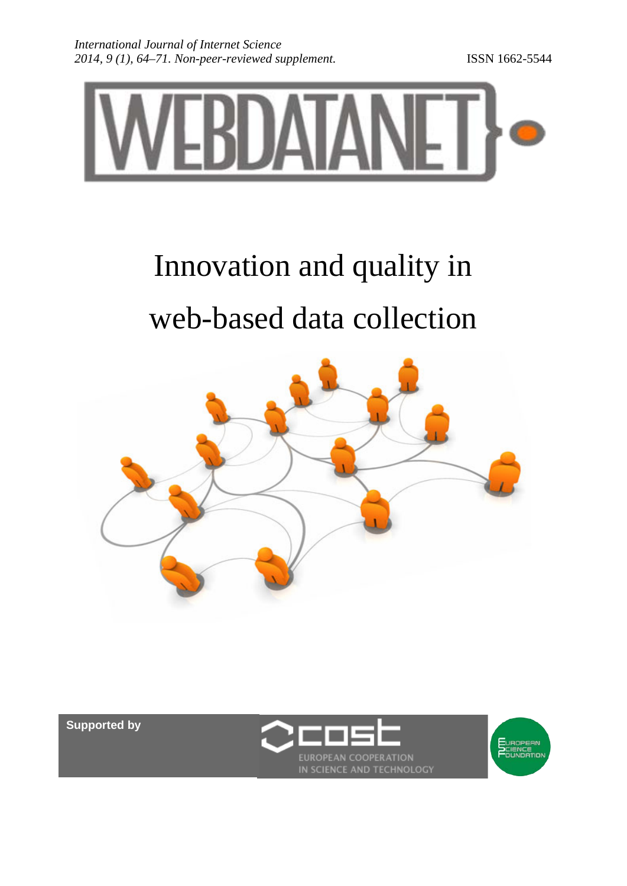International Journal of Internet Science
2014, 9 (1), 64–71. Non-peer-reviewed supplement.

ISSN 1662-5544

WEBDATANET

# Innovation and quality in web-based data collection

Supported by

COST
EUROPEAN COOPERATION IN SCIENCE AND TECHNOLOGY

European Science Foundation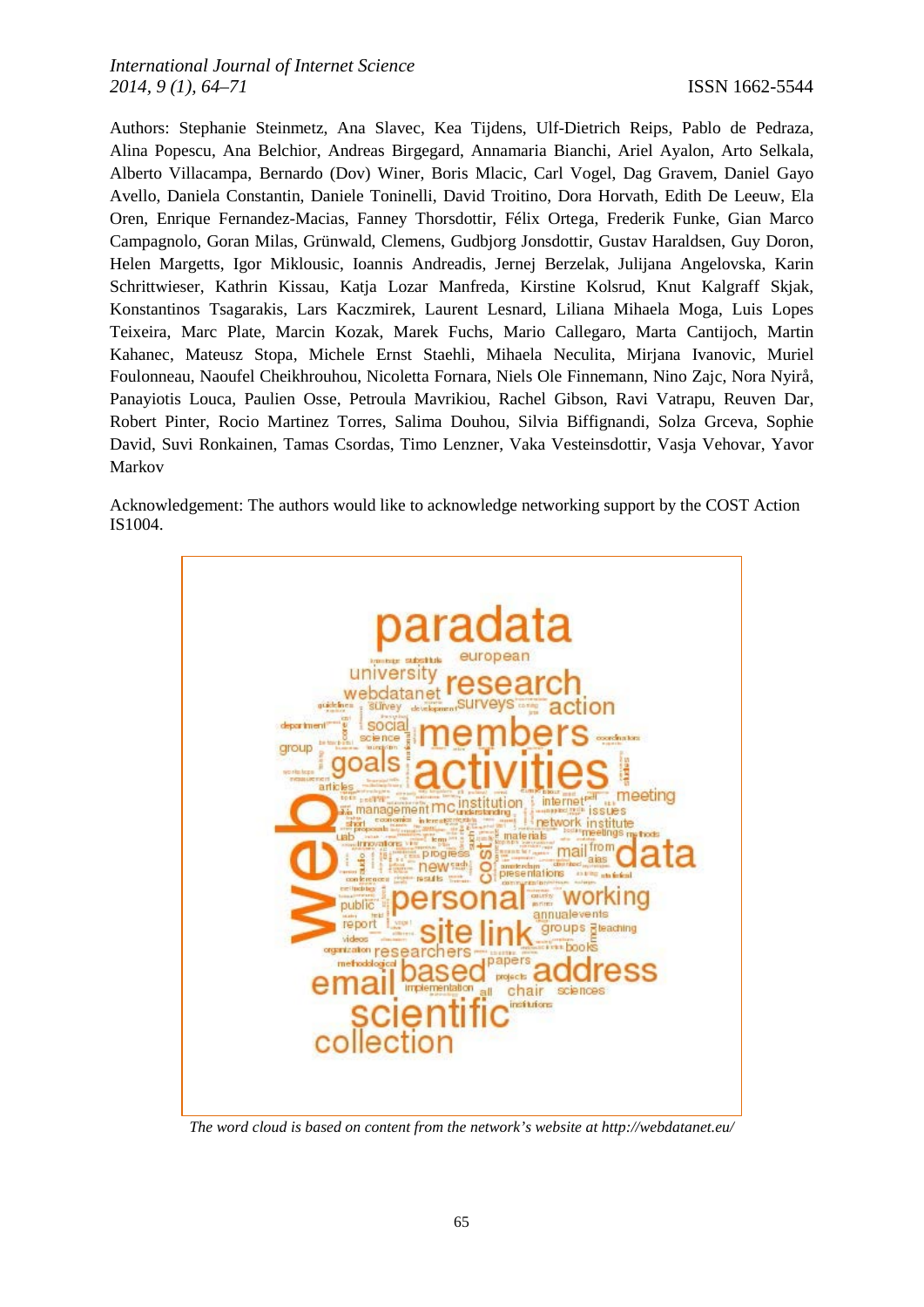Authors: Stephanie Steinmetz, Ana Slavec, Kea Tijdens, Ulf-Dietrich Reips, Pablo de Pedraza, Alina Popescu, Ana Belchior, Andreas Birgegard, Annamaria Bianchi, Ariel Ayalon, Arto Selkala, Alberto Villacampa, Bernardo (Dov) Winer, Boris Mlacic, Carl Vogel, Dag Gravem, Daniel Gayo Avello, Daniela Constantin, Daniele Toninelli, David Troitino, Dora Horvath, Edith De Leeuw, Ela Oren, Enrique Fernandez-Macias, Fanney Thorsdottir, Félix Ortega, Frederik Funke, Gian Marco Campagnolo, Goran Milas, Grünwald, Clemens, Gudbjorg Jonsdottir, Gustav Haraldsen, Guy Doron, Helen Margetts, Igor Miklousic, Ioannis Andreadis, Jernej Berzelak, Julijana Angelovska, Karin Schrittwieser, Kathrin Kissau, Katja Lozar Manfreda, Kirstine Kolsrud, Knut Kalgraff Skjak, Konstantinos Tsagarakis, Lars Kaczmirek, Laurent Lesnard, Liliana Mihaela Moga, Luis Lopes Teixeira, Marc Plate, Marcin Kozak, Marek Fuchs, Mario Callegaro, Marta Cantijoch, Martin Kahanec, Mateusz Stopa, Michele Ernst Staehli, Mihaela Neculita, Mirjana Ivanovic, Muriel Foulonneau, Naoufel Cheikhrouhou, Nicoletta Fornara, Niels Ole Finnemann, Nino Zajc, Nora Nyirå, Panayiotis Louca, Paulien Osse, Petroula Mavrikiou, Rachel Gibson, Ravi Vatrapu, Reuven Dar, Robert Pinter, Rocio Martinez Torres, Salima Douhou, Silvia Biffignandi, Solza Grceva, Sophie David, Suvi Ronkainen, Tamas Csordas, Timo Lenzner, Vaka Vesteinsdottir, Vasja Vehovar, Yavor Markov

Acknowledgement: The authors would like to acknowledge networking support by the COST Action IS1004.

*The word cloud is based on content from the network's website at http://webdatanet.eu/*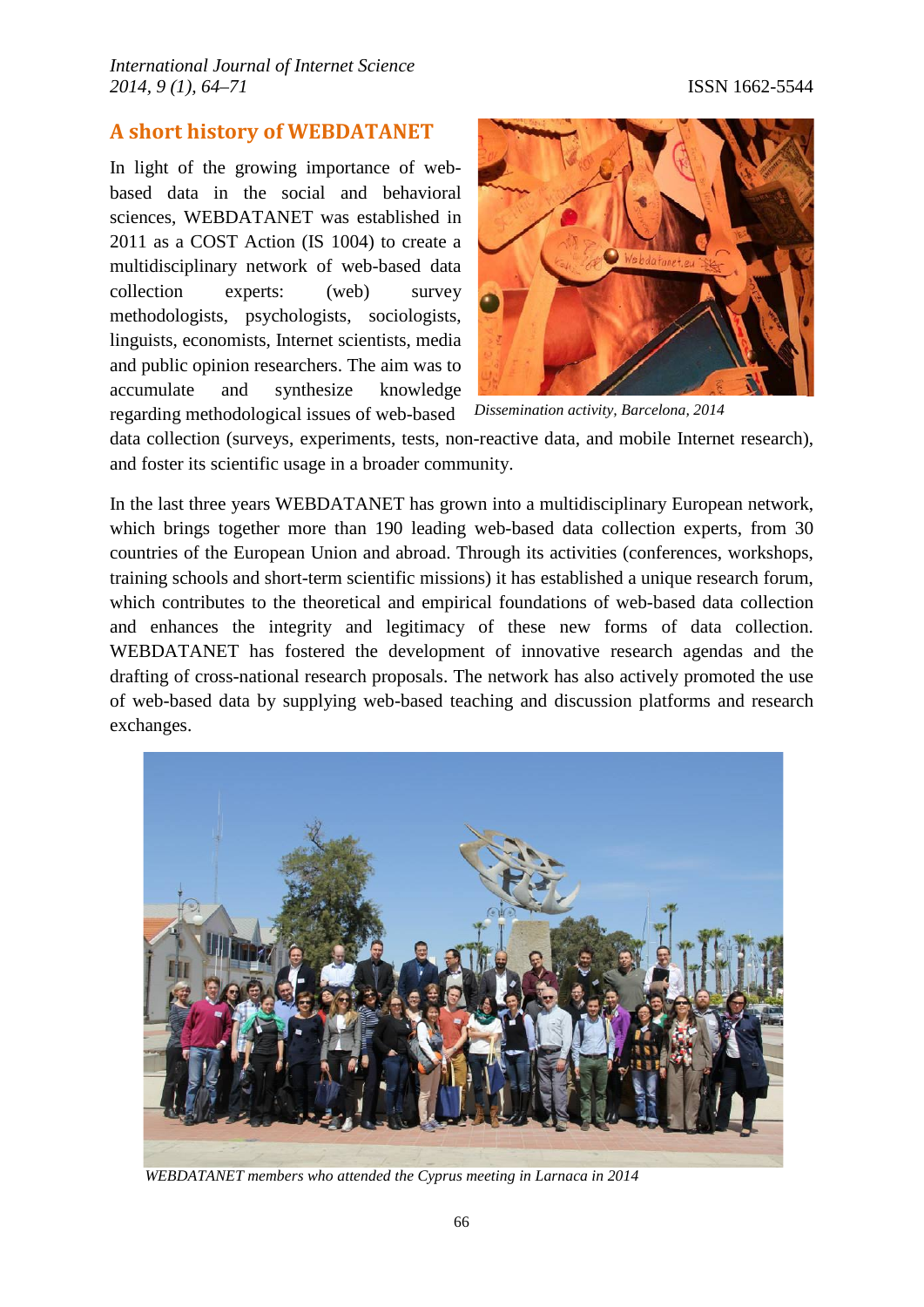## A short history of WEBDATANET

In light of the growing importance of web-based data in the social and behavioral sciences, WEBDATANET was established in 2011 as a COST Action (IS 1004) to create a multidisciplinary network of web-based data collection experts: (web) survey methodologists, psychologists, sociologists, linguists, economists, Internet scientists, media and public opinion researchers. The aim was to accumulate and synthesize knowledge regarding methodological issues of web-based data collection (surveys, experiments, tests, non-reactive data, and mobile Internet research), and foster its scientific usage in a broader community.

*Dissemination activity, Barcelona, 2014*

In the last three years WEBDATANET has grown into a multidisciplinary European network, which brings together more than 190 leading web-based data collection experts, from 30 countries of the European Union and abroad. Through its activities (conferences, workshops, training schools and short-term scientific missions) it has established a unique research forum, which contributes to the theoretical and empirical foundations of web-based data collection and enhances the integrity and legitimacy of these new forms of data collection. WEBDATANET has fostered the development of innovative research agendas and the drafting of cross-national research proposals. The network has also actively promoted the use of web-based data by supplying web-based teaching and discussion platforms and research exchanges.

*WEBDATANET members who attended the Cyprus meeting in Larnaca in 2014*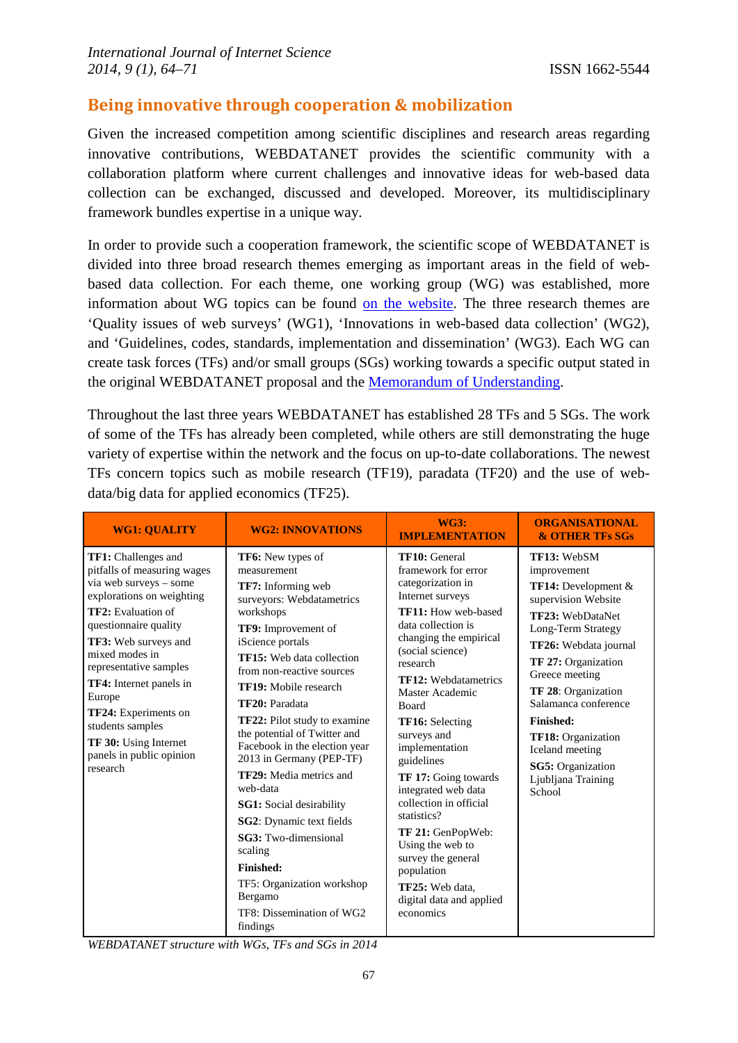## Being innovative through cooperation & mobilization

Given the increased competition among scientific disciplines and research areas regarding innovative contributions, WEBDATANET provides the scientific community with a collaboration platform where current challenges and innovative ideas for web-based data collection can be exchanged, discussed and developed. Moreover, its multidisciplinary framework bundles expertise in a unique way.

In order to provide such a cooperation framework, the scientific scope of WEBDATANET is divided into three broad research themes emerging as important areas in the field of web-based data collection. For each theme, one working group (WG) was established, more information about WG topics can be found on the website. The three research themes are 'Quality issues of web surveys' (WG1), 'Innovations in web-based data collection' (WG2), and 'Guidelines, codes, standards, implementation and dissemination' (WG3). Each WG can create task forces (TFs) and/or small groups (SGs) working towards a specific output stated in the original WEBDATANET proposal and the Memorandum of Understanding.

Throughout the last three years WEBDATANET has established 28 TFs and 5 SGs. The work of some of the TFs has already been completed, while others are still demonstrating the huge variety of expertise within the network and the focus on up-to-date collaborations. The newest TFs concern topics such as mobile research (TF19), paradata (TF20) and the use of web-data/big data for applied economics (TF25).

| WG1: QUALITY | WG2: INNOVATIONS | WG3: IMPLEMENTATION | ORGANISATIONAL & OTHER TFs SGs |
|---|---|---|---|
| **TF1:** Challenges and pitfalls of measuring wages via web surveys – some explorations on weighting<br>**TF2:** Evaluation of questionnaire quality<br>**TF3:** Web surveys and mixed modes in representative samples<br>**TF4:** Internet panels in Europe<br>**TF24:** Experiments on students samples<br>**TF 30:** Using Internet panels in public opinion research | **TF6:** New types of measurement<br>**TF7:** Informing web surveyors: Webdatametrics workshops<br>**TF9:** Improvement of iScience portals<br>**TF15:** Web data collection from non-reactive sources<br>**TF19:** Mobile research<br>**TF20:** Paradata<br>**TF22:** Pilot study to examine the potential of Twitter and Facebook in the election year 2013 in Germany (PEP-TF)<br>**TF29:** Media metrics and web-data<br>**SG1:** Social desirability<br>**SG2**: Dynamic text fields<br>**SG3:** Two-dimensional scaling<br>**Finished:**<br>TF5: Organization workshop Bergamo<br>TF8: Dissemination of WG2 findings | **TF10:** General framework for error categorization in Internet surveys<br>**TF11:** How web-based data collection is changing the empirical (social science) research<br>**TF12:** Webdatametrics Master Academic Board<br>**TF16:** Selecting surveys and implementation guidelines<br>**TF 17:** Going towards integrated web data collection in official statistics?<br>**TF 21:** GenPopWeb: Using the web to survey the general population<br>**TF25:** Web data, digital data and applied economics | **TF13:** WebSM improvement<br>**TF14:** Development & supervision Website<br>**TF23:** WebDataNet Long-Term Strategy<br>**TF26:** Webdata journal<br>**TF 27:** Organization Greece meeting<br>**TF 28**: Organization Salamanca conference<br>**Finished:**<br>**TF18:** Organization Iceland meeting<br>**SG5:** Organization Ljubljana Training School |

*WEBDATANET structure with WGs, TFs and SGs in 2014*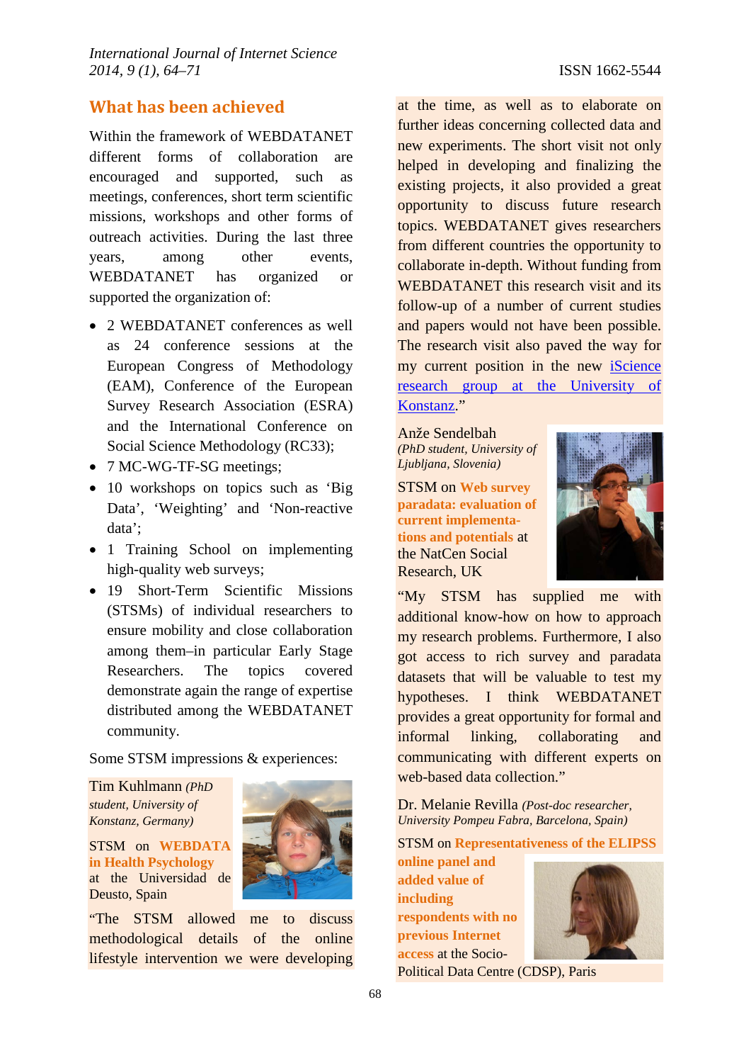## What has been achieved

Within the framework of WEBDATANET different forms of collaboration are encouraged and supported, such as meetings, conferences, short term scientific missions, workshops and other forms of outreach activities. During the last three years, among other events, WEBDATANET has organized or supported the organization of:

- 2 WEBDATANET conferences as well as 24 conference sessions at the European Congress of Methodology (EAM), Conference of the European Survey Research Association (ESRA) and the International Conference on Social Science Methodology (RC33);
- 7 MC-WG-TF-SG meetings;
- 10 workshops on topics such as 'Big Data', 'Weighting' and 'Non-reactive data';
- 1 Training School on implementing high-quality web surveys;
- 19 Short-Term Scientific Missions (STSMs) of individual researchers to ensure mobility and close collaboration among them–in particular Early Stage Researchers. The topics covered demonstrate again the range of expertise distributed among the WEBDATANET community.

Some STSM impressions & experiences:

Tim Kuhlmann *(PhD student, University of Konstanz, Germany)*

STSM on **WEBDATA in Health Psychology** at the Universidad de Deusto, Spain

"The STSM allowed me to discuss methodological details of the online lifestyle intervention we were developing at the time, as well as to elaborate on further ideas concerning collected data and new experiments. The short visit not only helped in developing and finalizing the existing projects, it also provided a great opportunity to discuss future research topics. WEBDATANET gives researchers from different countries the opportunity to collaborate in-depth. Without funding from WEBDATANET this research visit and its follow-up of a number of current studies and papers would not have been possible. The research visit also paved the way for my current position in the new iScience research group at the University of Konstanz."

Anže Sendelbah *(PhD student, University of Ljubljana, Slovenia)*

STSM on **Web survey paradata: evaluation of current implementations and potentials** at the NatCen Social Research, UK

"My STSM has supplied me with additional know-how on how to approach my research problems. Furthermore, I also got access to rich survey and paradata datasets that will be valuable to test my hypotheses. I think WEBDATANET provides a great opportunity for formal and informal linking, collaborating and communicating with different experts on web-based data collection."

Dr. Melanie Revilla *(Post-doc researcher, University Pompeu Fabra, Barcelona, Spain)*

STSM on **Representativeness of the ELIPSS online panel and added value of including respondents with no previous Internet access** at the Socio-Political Data Centre (CDSP), Paris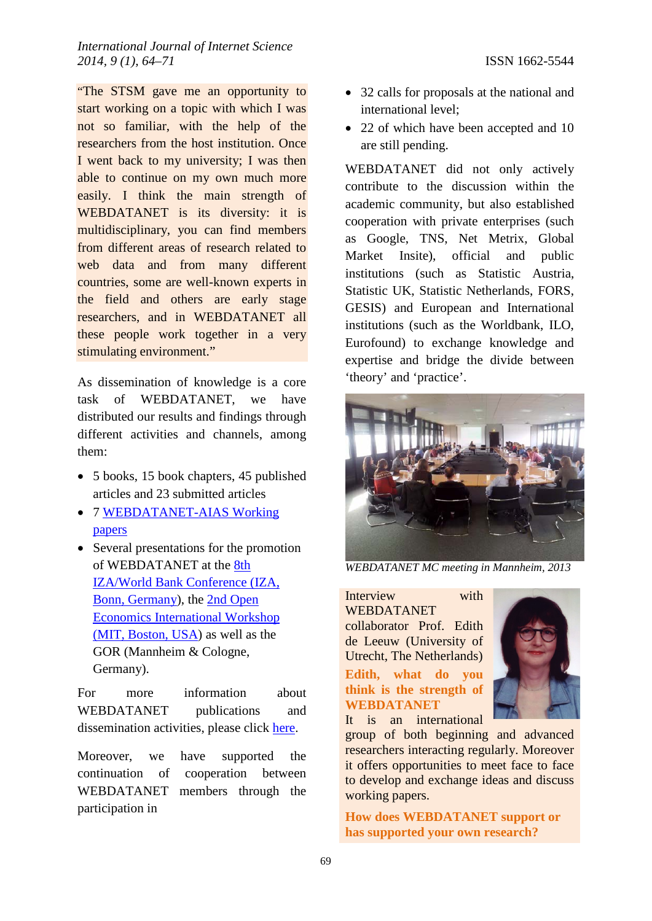"The STSM gave me an opportunity to start working on a topic with which I was not so familiar, with the help of the researchers from the host institution. Once I went back to my university; I was then able to continue on my own much more easily. I think the main strength of WEBDATANET is its diversity: it is multidisciplinary, you can find members from different areas of research related to web data and from many different countries, some are well-known experts in the field and others are early stage researchers, and in WEBDATANET all these people work together in a very stimulating environment."

As dissemination of knowledge is a core task of WEBDATANET, we have distributed our results and findings through different activities and channels, among them:

- 5 books, 15 book chapters, 45 published articles and 23 submitted articles
- 7 WEBDATANET-AIAS Working papers
- Several presentations for the promotion of WEBDATANET at the 8th IZA/World Bank Conference (IZA, Bonn, Germany), the 2nd Open Economics International Workshop (MIT, Boston, USA) as well as the GOR (Mannheim & Cologne, Germany).

For more information about WEBDATANET publications and dissemination activities, please click here.

Moreover, we have supported the continuation of cooperation between WEBDATANET members through the participation in

- 32 calls for proposals at the national and international level;
- 22 of which have been accepted and 10 are still pending.

WEBDATANET did not only actively contribute to the discussion within the academic community, but also established cooperation with private enterprises (such as Google, TNS, Net Metrix, Global Market Insite), official and public institutions (such as Statistic Austria, Statistic UK, Statistic Netherlands, FORS, GESIS) and European and International institutions (such as the Worldbank, ILO, Eurofound) to exchange knowledge and expertise and bridge the divide between 'theory' and 'practice'.

*WEBDATANET MC meeting in Mannheim, 2013*

Interview with WEBDATANET collaborator Prof. Edith de Leeuw (University of Utrecht, The Netherlands)

**Edith, what do you think is the strength of WEBDATANET**

It is an international group of both beginning and advanced researchers interacting regularly. Moreover it offers opportunities to meet face to face to develop and exchange ideas and discuss working papers.

**How does WEBDATANET support or has supported your own research?**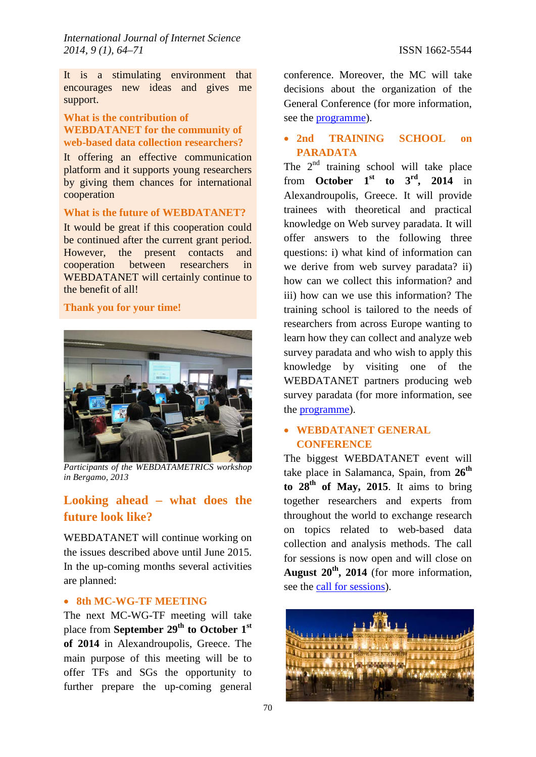It is a stimulating environment that encourages new ideas and gives me support.

**What is the contribution of WEBDATANET for the community of web-based data collection researchers?**

It offering an effective communication platform and it supports young researchers by giving them chances for international cooperation

**What is the future of WEBDATANET?**

It would be great if this cooperation could be continued after the current grant period. However, the present contacts and cooperation between researchers in WEBDATANET will certainly continue to the benefit of all!

**Thank you for your time!**

*Participants of the WEBDATAMETRICS workshop in Bergamo, 2013*

## Looking ahead – what does the future look like?

WEBDATANET will continue working on the issues described above until June 2015. In the up-coming months several activities are planned:

- **8th MC-WG-TF MEETING**

The next MC-WG-TF meeting will take place from **September 29th to October 1st of 2014** in Alexandroupolis, Greece. The main purpose of this meeting will be to offer TFs and SGs the opportunity to further prepare the up-coming general conference. Moreover, the MC will take decisions about the organization of the General Conference (for more information, see the programme).

- **2nd TRAINING SCHOOL on PARADATA**

The 2nd training school will take place from **October 1st to 3rd, 2014** in Alexandroupolis, Greece. It will provide trainees with theoretical and practical knowledge on Web survey paradata. It will offer answers to the following three questions: i) what kind of information can we derive from web survey paradata? ii) how can we collect this information? and iii) how can we use this information? The training school is tailored to the needs of researchers from across Europe wanting to learn how they can collect and analyze web survey paradata and who wish to apply this knowledge by visiting one of the WEBDATANET partners producing web survey paradata (for more information, see the programme).

- **WEBDATANET GENERAL CONFERENCE**

The biggest WEBDATANET event will take place in Salamanca, Spain, from **26th to 28th of May, 2015**. It aims to bring together researchers and experts from throughout the world to exchange research on topics related to web-based data collection and analysis methods. The call for sessions is now open and will close on **August 20th, 2014** (for more information, see the call for sessions).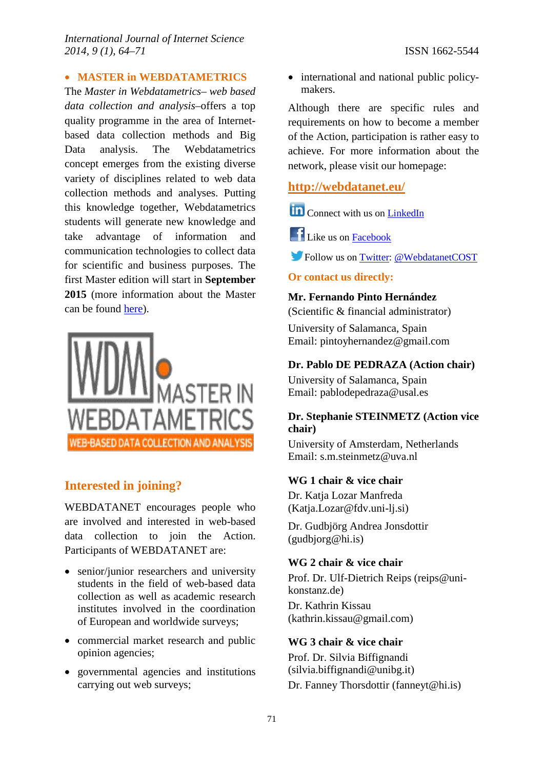- **MASTER in WEBDATAMETRICS**

The *Master in Webdatametrics– web based data collection and analysis*–offers a top quality programme in the area of Internet-based data collection methods and Big Data analysis. The Webdatametrics concept emerges from the existing diverse variety of disciplines related to web data collection methods and analyses. Putting this knowledge together, Webdatametrics students will generate new knowledge and take advantage of information and communication technologies to collect data for scientific and business purposes. The first Master edition will start in **September 2015** (more information about the Master can be found here).

WDM MASTER IN WEBDATAMETRICS
WEB-BASED DATA COLLECTION AND ANALYSIS

## Interested in joining?

WEBDATANET encourages people who are involved and interested in web-based data collection to join the Action. Participants of WEBDATANET are:

- senior/junior researchers and university students in the field of web-based data collection as well as academic research institutes involved in the coordination of European and worldwide surveys;
- commercial market research and public opinion agencies;
- governmental agencies and institutions carrying out web surveys;
- international and national public policy-makers.

Although there are specific rules and requirements on how to become a member of the Action, participation is rather easy to achieve. For more information about the network, please visit our homepage:

**http://webdatanet.eu/**

Connect with us on LinkedIn

Like us on Facebook

Follow us on Twitter: @WebdatanetCOST

**Or contact us directly:**

**Mr. Fernando Pinto Hernández**
(Scientific & financial administrator)
University of Salamanca, Spain
Email: pintoyhernandez@gmail.com

**Dr. Pablo DE PEDRAZA (Action chair)**
University of Salamanca, Spain
Email: pablodepedraza@usal.es

**Dr. Stephanie STEINMETZ (Action vice chair)**
University of Amsterdam, Netherlands
Email: s.m.steinmetz@uva.nl

**WG 1 chair & vice chair**
Dr. Katja Lozar Manfreda
(Katja.Lozar@fdv.uni-lj.si)
Dr. Gudbjörg Andrea Jonsdottir
(gudbjorg@hi.is)

**WG 2 chair & vice chair**
Prof. Dr. Ulf-Dietrich Reips (reips@uni-konstanz.de)
Dr. Kathrin Kissau
(kathrin.kissau@gmail.com)

**WG 3 chair & vice chair**
Prof. Dr. Silvia Biffignandi
(silvia.biffignandi@unibg.it)
Dr. Fanney Thorsdottir (fanneyt@hi.is)